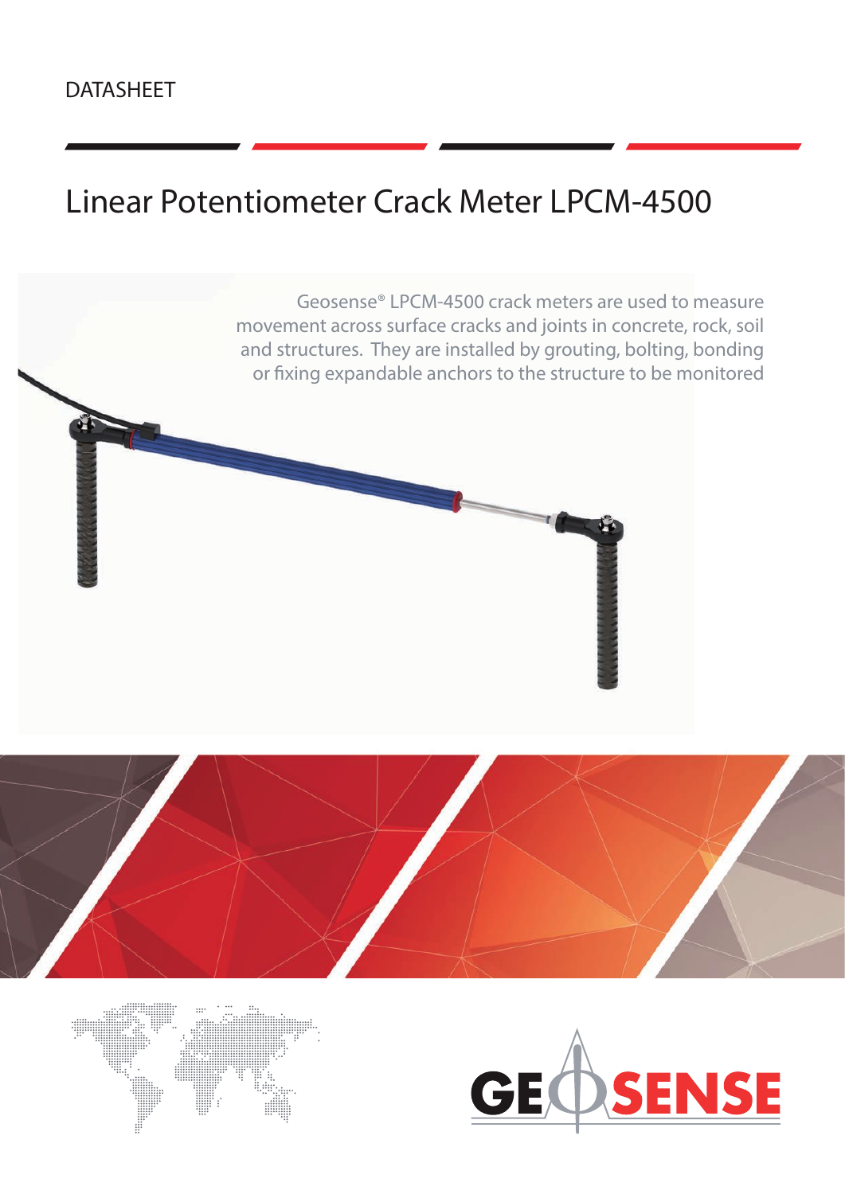DATASHEET

# Linear Potentiometer Crack Meter LPCM-4500

Geosense® LPCM-4500 crack meters are used to measure movement across surface cracks and joints in concrete, rock, soil and structures. They are installed by grouting, bolting, bonding or fixing expandable anchors to the structure to be monitored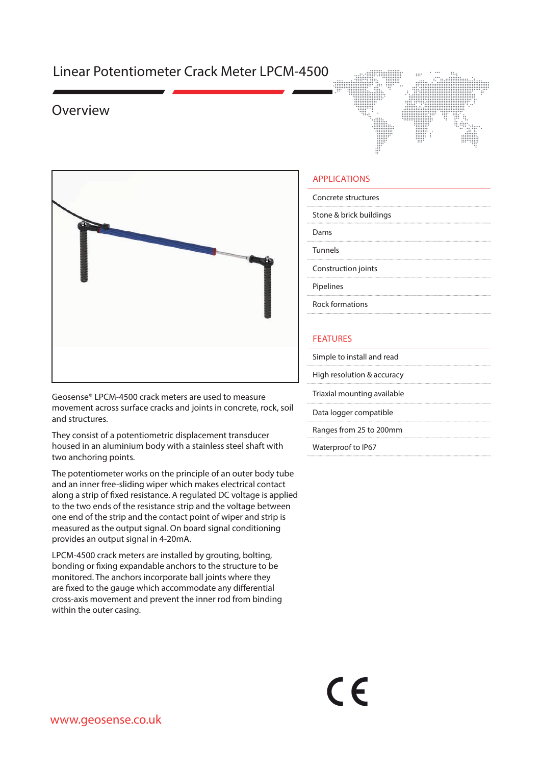# Linear Potentiometer Crack Meter LPCM-4500

## Overview

Geosense® LPCM-4500 crack meters are used to measure movement across surface cracks and joints in concrete, rock, soil and structures.

They consist of a potentiometric displacement transducer housed in an aluminium body with a stainless steel shaft with two anchoring points.

The potentiometer works on the principle of an outer body tube and an inner free-sliding wiper which makes electrical contact along a strip of fixed resistance. A regulated DC voltage is applied to the two ends of the resistance strip and the voltage between one end of the strip and the contact point of wiper and strip is measured as the output signal. On board signal conditioning provides an output signal in 4-20mA.

LPCM-4500 crack meters are installed by grouting, bolting, bonding or fixing expandable anchors to the structure to be monitored. The anchors incorporate ball joints where they are fixed to the gauge which accommodate any differential cross-axis movement and prevent the inner rod from binding within the outer casing.

### APPLICATIONS

- Concrete structures
- Stone & brick buildings
- Dams
- Tunnels
- Construction joints
- Pipelines
- Rock formations

### FEATURES

- Simple to install and read
- High resolution & accuracy
- Triaxial mounting available
- Data logger compatible
- Ranges from 25 to 200mm
- Waterproof to IP67

CE

www.geosense.co.uk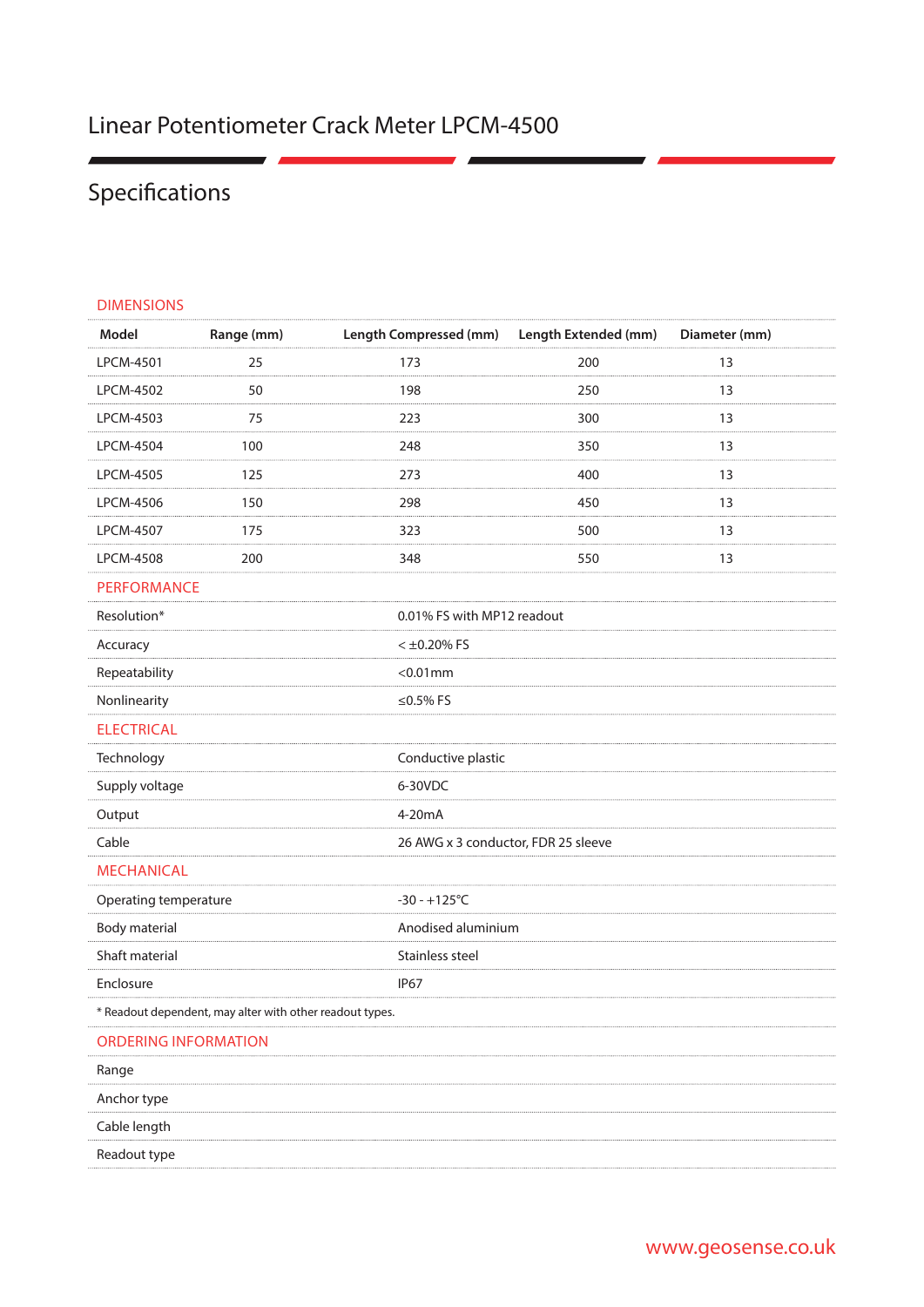# Linear Potentiometer Crack Meter LPCM-4500

## Specifications

### DIMENSIONS

| Model | Range (mm) | Length Compressed (mm) | Length Extended (mm) | Diameter (mm) |
|---|---|---|---|---|
| LPCM-4501 | 25 | 173 | 200 | 13 |
| LPCM-4502 | 50 | 198 | 250 | 13 |
| LPCM-4503 | 75 | 223 | 300 | 13 |
| LPCM-4504 | 100 | 248 | 350 | 13 |
| LPCM-4505 | 125 | 273 | 400 | 13 |
| LPCM-4506 | 150 | 298 | 450 | 13 |
| LPCM-4507 | 175 | 323 | 500 | 13 |
| LPCM-4508 | 200 | 348 | 550 | 13 |

### PERFORMANCE

| | |
|---|---|
| Resolution* | 0.01% FS with MP12 readout |
| Accuracy | < ±0.20% FS |
| Repeatability | <0.01mm |
| Nonlinearity | ≤0.5% FS |

### ELECTRICAL

| | |
|---|---|
| Technology | Conductive plastic |
| Supply voltage | 6-30VDC |
| Output | 4-20mA |
| Cable | 26 AWG x 3 conductor, FDR 25 sleeve |

### MECHANICAL

| | |
|---|---|
| Operating temperature | -30 - +125°C |
| Body material | Anodised aluminium |
| Shaft material | Stainless steel |
| Enclosure | IP67 |

* Readout dependent, may alter with other readout types.

### ORDERING INFORMATION

- Range
- Anchor type
- Cable length
- Readout type

www.geosense.co.uk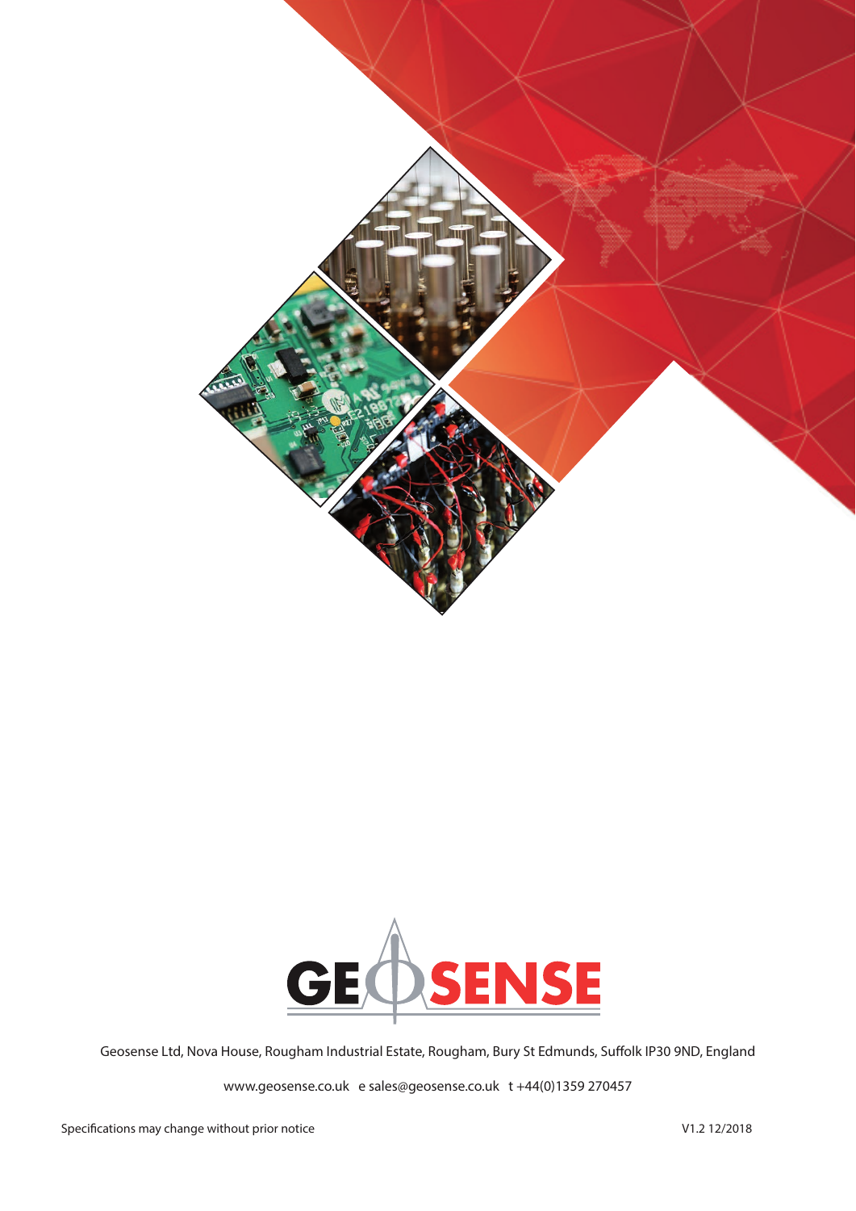GEOSENSE

Geosense Ltd, Nova House, Rougham Industrial Estate, Rougham, Bury St Edmunds, Suffolk IP30 9ND, England

www.geosense.co.uk e sales@geosense.co.uk t +44(0)1359 270457

Specifications may change without prior notice

V1.2 12/2018